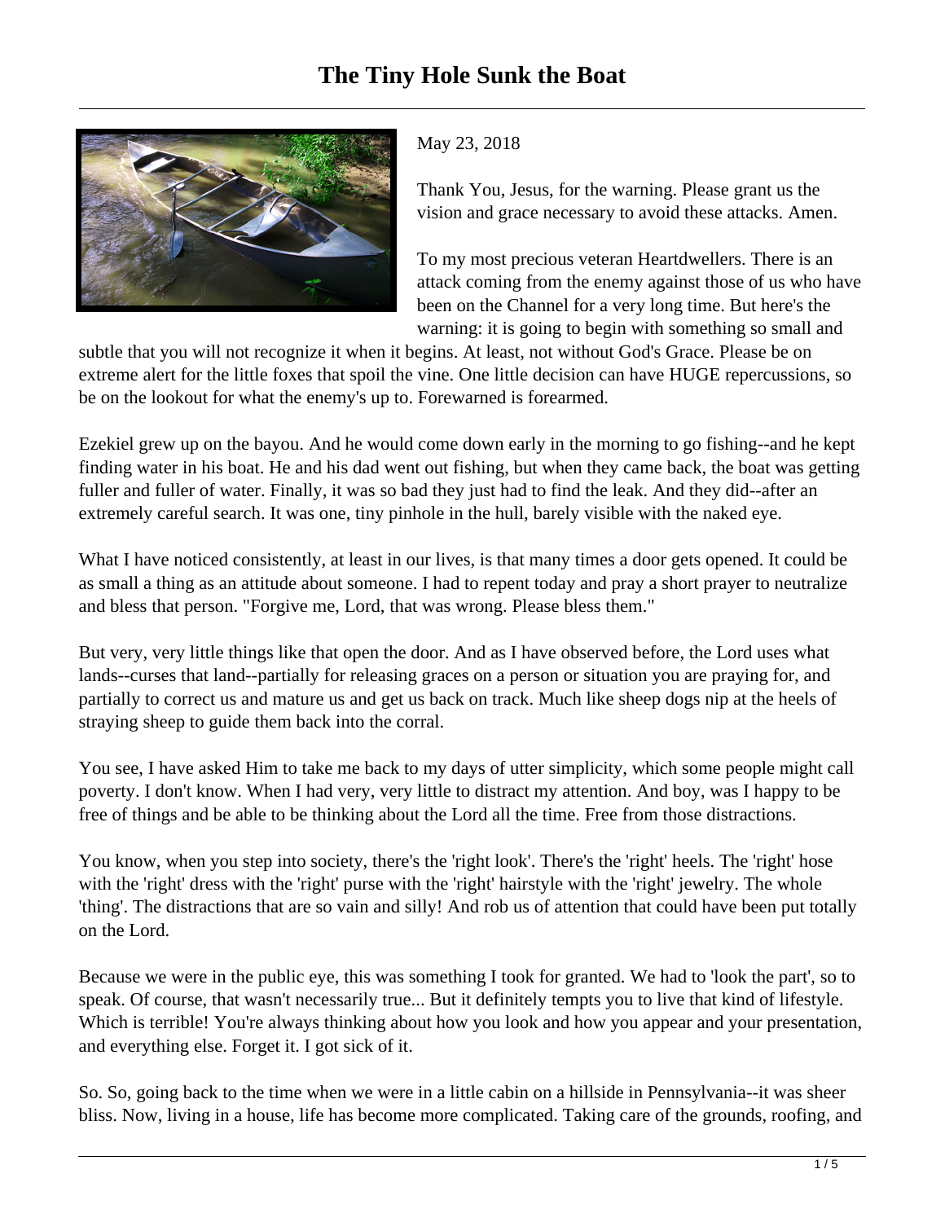# The Tiny Hole Sunk the Boat

May 23, 2018

Thank You, Jesus, for the warning. Please grant us the vision and grace necessary to avoid these attacks. Amen.

To my most precious veteran Heartdwellers. There is an attack coming from the enemy against those of us who have been on the Channel for a very long time. But here's the warning: it is going to begin with something so small and subtle that you will not recognize it when it begins. At least, not without God's Grace. Please be on extreme alert for the little foxes that spoil the vine. One little decision can have HUGE repercussions, so be on the lookout for what the enemy's up to. Forewarned is forearmed.

Ezekiel grew up on the bayou. And he would come down early in the morning to go fishing--and he kept finding water in his boat. He and his dad went out fishing, but when they came back, the boat was getting fuller and fuller of water. Finally, it was so bad they just had to find the leak. And they did--after an extremely careful search. It was one, tiny pinhole in the hull, barely visible with the naked eye.

What I have noticed consistently, at least in our lives, is that many times a door gets opened. It could be as small a thing as an attitude about someone. I had to repent today and pray a short prayer to neutralize and bless that person. "Forgive me, Lord, that was wrong. Please bless them."

But very, very little things like that open the door. And as I have observed before, the Lord uses what lands--curses that land--partially for releasing graces on a person or situation you are praying for, and partially to correct us and mature us and get us back on track. Much like sheep dogs nip at the heels of straying sheep to guide them back into the corral.

You see, I have asked Him to take me back to my days of utter simplicity, which some people might call poverty. I don't know. When I had very, very little to distract my attention. And boy, was I happy to be free of things and be able to be thinking about the Lord all the time. Free from those distractions.

You know, when you step into society, there's the 'right look'. There's the 'right' heels. The 'right' hose with the 'right' dress with the 'right' purse with the 'right' hairstyle with the 'right' jewelry. The whole 'thing'. The distractions that are so vain and silly! And rob us of attention that could have been put totally on the Lord.

Because we were in the public eye, this was something I took for granted. We had to 'look the part', so to speak. Of course, that wasn't necessarily true... But it definitely tempts you to live that kind of lifestyle. Which is terrible! You're always thinking about how you look and how you appear and your presentation, and everything else. Forget it. I got sick of it.

So. So, going back to the time when we were in a little cabin on a hillside in Pennsylvania--it was sheer bliss. Now, living in a house, life has become more complicated. Taking care of the grounds, roofing, and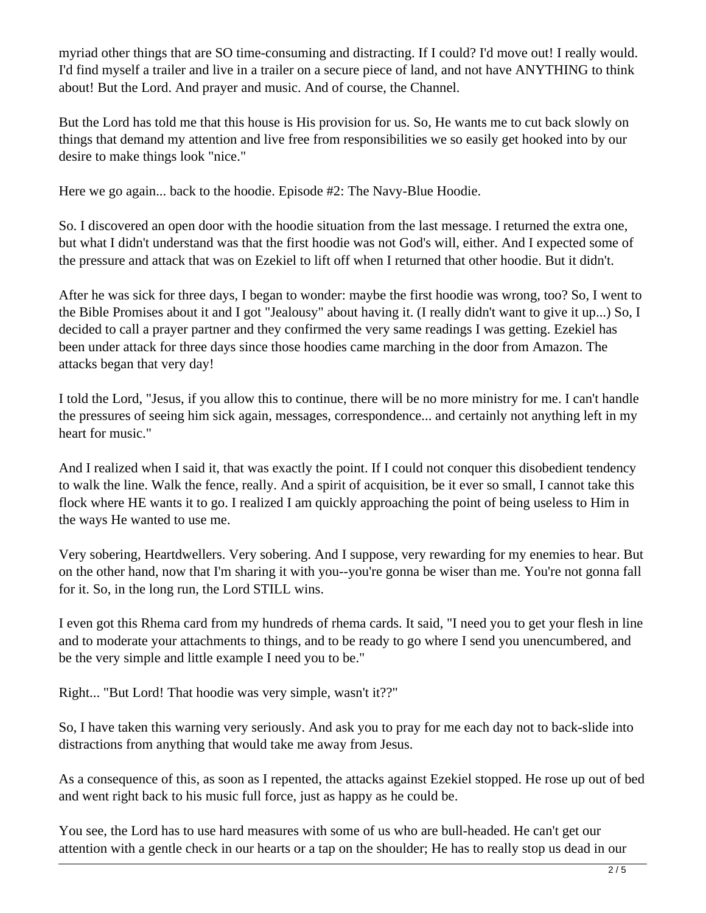myriad other things that are SO time-consuming and distracting. If I could? I'd move out! I really would. I'd find myself a trailer and live in a trailer on a secure piece of land, and not have ANYTHING to think about! But the Lord. And prayer and music. And of course, the Channel.

But the Lord has told me that this house is His provision for us. So, He wants me to cut back slowly on things that demand my attention and live free from responsibilities we so easily get hooked into by our desire to make things look "nice."

Here we go again... back to the hoodie. Episode #2: The Navy-Blue Hoodie.

So. I discovered an open door with the hoodie situation from the last message. I returned the extra one, but what I didn't understand was that the first hoodie was not God's will, either. And I expected some of the pressure and attack that was on Ezekiel to lift off when I returned that other hoodie. But it didn't.

After he was sick for three days, I began to wonder: maybe the first hoodie was wrong, too? So, I went to the Bible Promises about it and I got "Jealousy" about having it. (I really didn't want to give it up...) So, I decided to call a prayer partner and they confirmed the very same readings I was getting. Ezekiel has been under attack for three days since those hoodies came marching in the door from Amazon. The attacks began that very day!

I told the Lord, "Jesus, if you allow this to continue, there will be no more ministry for me. I can't handle the pressures of seeing him sick again, messages, correspondence... and certainly not anything left in my heart for music."

And I realized when I said it, that was exactly the point. If I could not conquer this disobedient tendency to walk the line. Walk the fence, really. And a spirit of acquisition, be it ever so small, I cannot take this flock where HE wants it to go. I realized I am quickly approaching the point of being useless to Him in the ways He wanted to use me.

Very sobering, Heartdwellers. Very sobering. And I suppose, very rewarding for my enemies to hear. But on the other hand, now that I'm sharing it with you--you're gonna be wiser than me. You're not gonna fall for it. So, in the long run, the Lord STILL wins.

I even got this Rhema card from my hundreds of rhema cards. It said, "I need you to get your flesh in line and to moderate your attachments to things, and to be ready to go where I send you unencumbered, and be the very simple and little example I need you to be."

Right... "But Lord! That hoodie was very simple, wasn't it??"

So, I have taken this warning very seriously. And ask you to pray for me each day not to back-slide into distractions from anything that would take me away from Jesus.

As a consequence of this, as soon as I repented, the attacks against Ezekiel stopped. He rose up out of bed and went right back to his music full force, just as happy as he could be.

You see, the Lord has to use hard measures with some of us who are bull-headed. He can't get our attention with a gentle check in our hearts or a tap on the shoulder; He has to really stop us dead in our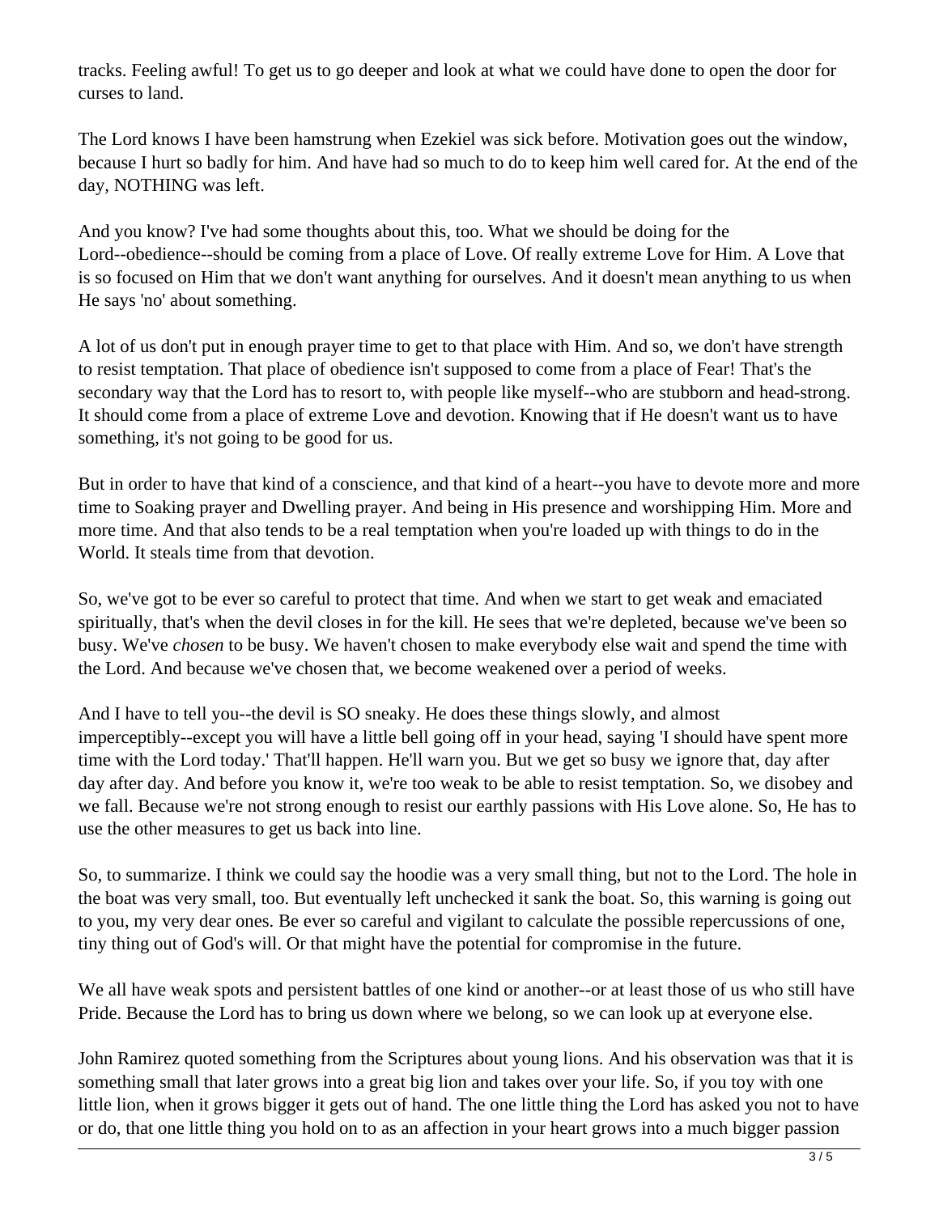tracks. Feeling awful! To get us to go deeper and look at what we could have done to open the door for curses to land.

The Lord knows I have been hamstrung when Ezekiel was sick before. Motivation goes out the window, because I hurt so badly for him. And have had so much to do to keep him well cared for. At the end of the day, NOTHING was left.

And you know? I've had some thoughts about this, too. What we should be doing for the Lord--obedience--should be coming from a place of Love. Of really extreme Love for Him. A Love that is so focused on Him that we don't want anything for ourselves. And it doesn't mean anything to us when He says 'no' about something.

A lot of us don't put in enough prayer time to get to that place with Him. And so, we don't have strength to resist temptation. That place of obedience isn't supposed to come from a place of Fear! That's the secondary way that the Lord has to resort to, with people like myself--who are stubborn and head-strong. It should come from a place of extreme Love and devotion. Knowing that if He doesn't want us to have something, it's not going to be good for us.

But in order to have that kind of a conscience, and that kind of a heart--you have to devote more and more time to Soaking prayer and Dwelling prayer. And being in His presence and worshipping Him. More and more time. And that also tends to be a real temptation when you're loaded up with things to do in the World. It steals time from that devotion.

So, we've got to be ever so careful to protect that time. And when we start to get weak and emaciated spiritually, that's when the devil closes in for the kill. He sees that we're depleted, because we've been so busy. We've *chosen* to be busy. We haven't chosen to make everybody else wait and spend the time with the Lord. And because we've chosen that, we become weakened over a period of weeks.

And I have to tell you--the devil is SO sneaky. He does these things slowly, and almost imperceptibly--except you will have a little bell going off in your head, saying 'I should have spent more time with the Lord today.' That'll happen. He'll warn you. But we get so busy we ignore that, day after day after day. And before you know it, we're too weak to be able to resist temptation. So, we disobey and we fall. Because we're not strong enough to resist our earthly passions with His Love alone. So, He has to use the other measures to get us back into line.

So, to summarize. I think we could say the hoodie was a very small thing, but not to the Lord. The hole in the boat was very small, too. But eventually left unchecked it sank the boat. So, this warning is going out to you, my very dear ones. Be ever so careful and vigilant to calculate the possible repercussions of one, tiny thing out of God's will. Or that might have the potential for compromise in the future.

We all have weak spots and persistent battles of one kind or another--or at least those of us who still have Pride. Because the Lord has to bring us down where we belong, so we can look up at everyone else.

John Ramirez quoted something from the Scriptures about young lions. And his observation was that it is something small that later grows into a great big lion and takes over your life. So, if you toy with one little lion, when it grows bigger it gets out of hand. The one little thing the Lord has asked you not to have or do, that one little thing you hold on to as an affection in your heart grows into a much bigger passion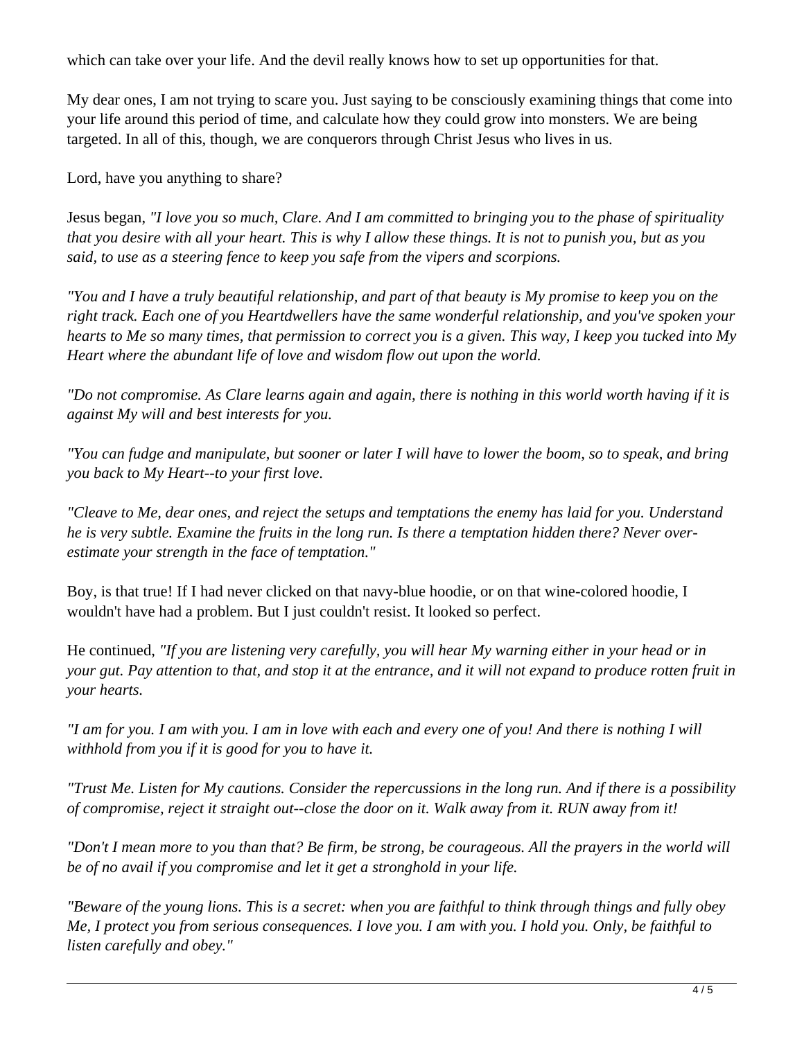which can take over your life. And the devil really knows how to set up opportunities for that.

My dear ones, I am not trying to scare you. Just saying to be consciously examining things that come into your life around this period of time, and calculate how they could grow into monsters. We are being targeted. In all of this, though, we are conquerors through Christ Jesus who lives in us.

Lord, have you anything to share?

Jesus began, *"I love you so much, Clare. And I am committed to bringing you to the phase of spirituality that you desire with all your heart. This is why I allow these things. It is not to punish you, but as you said, to use as a steering fence to keep you safe from the vipers and scorpions.*

*"You and I have a truly beautiful relationship, and part of that beauty is My promise to keep you on the right track. Each one of you Heartdwellers have the same wonderful relationship, and you've spoken your hearts to Me so many times, that permission to correct you is a given. This way, I keep you tucked into My Heart where the abundant life of love and wisdom flow out upon the world.*

*"Do not compromise. As Clare learns again and again, there is nothing in this world worth having if it is against My will and best interests for you.*

*"You can fudge and manipulate, but sooner or later I will have to lower the boom, so to speak, and bring you back to My Heart--to your first love.*

*"Cleave to Me, dear ones, and reject the setups and temptations the enemy has laid for you. Understand he is very subtle. Examine the fruits in the long run. Is there a temptation hidden there? Never over-estimate your strength in the face of temptation."*

Boy, is that true! If I had never clicked on that navy-blue hoodie, or on that wine-colored hoodie, I wouldn't have had a problem. But I just couldn't resist. It looked so perfect.

He continued, *"If you are listening very carefully, you will hear My warning either in your head or in your gut. Pay attention to that, and stop it at the entrance, and it will not expand to produce rotten fruit in your hearts.*

*"I am for you. I am with you. I am in love with each and every one of you! And there is nothing I will withhold from you if it is good for you to have it.*

*"Trust Me. Listen for My cautions. Consider the repercussions in the long run. And if there is a possibility of compromise, reject it straight out--close the door on it. Walk away from it. RUN away from it!*

*"Don't I mean more to you than that? Be firm, be strong, be courageous. All the prayers in the world will be of no avail if you compromise and let it get a stronghold in your life.*

*"Beware of the young lions. This is a secret: when you are faithful to think through things and fully obey Me, I protect you from serious consequences. I love you. I am with you. I hold you. Only, be faithful to listen carefully and obey."*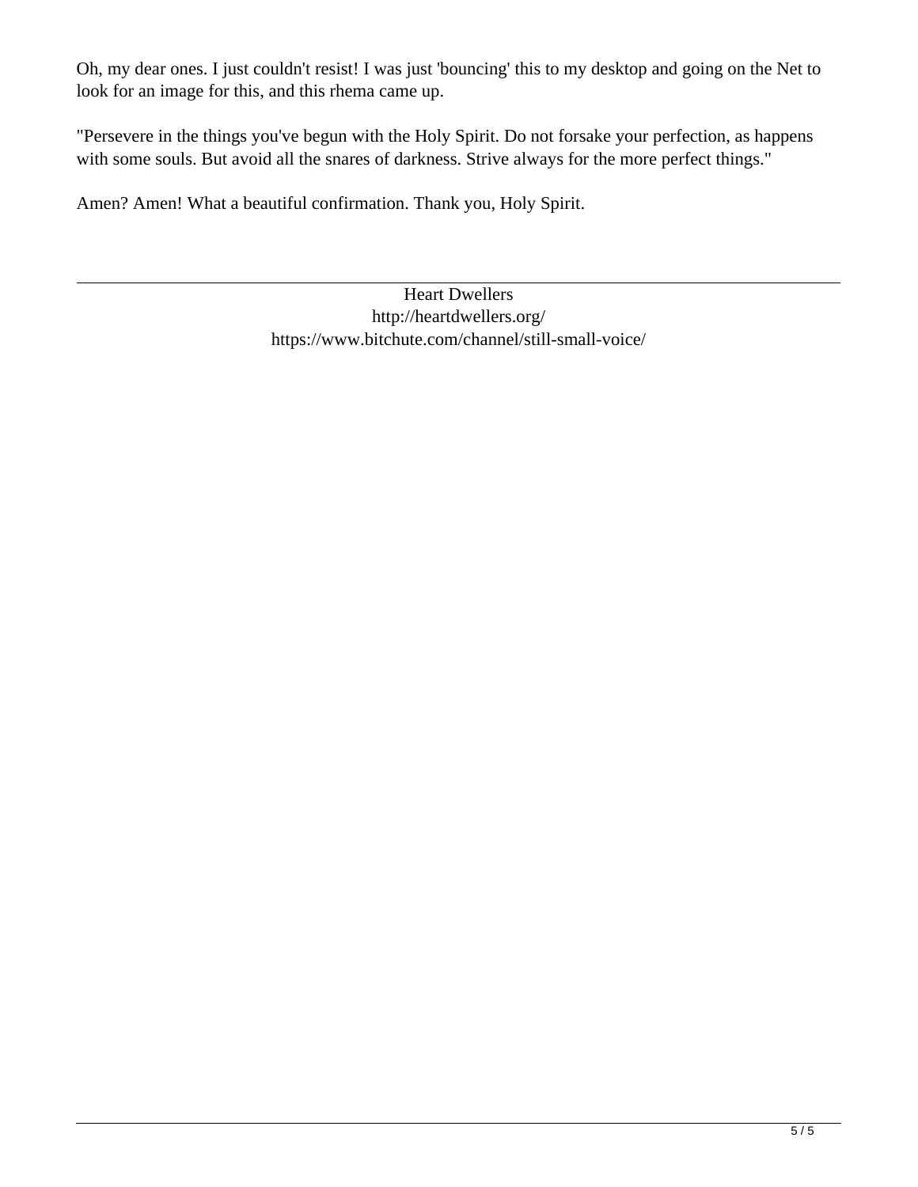Oh, my dear ones. I just couldn't resist! I was just 'bouncing' this to my desktop and going on the Net to look for an image for this, and this rhema came up.

"Persevere in the things you've begun with the Holy Spirit. Do not forsake your perfection, as happens with some souls. But avoid all the snares of darkness. Strive always for the more perfect things."

Amen? Amen! What a beautiful confirmation. Thank you, Holy Spirit.

---

Heart Dwellers
http://heartdwellers.org/
https://www.bitchute.com/channel/still-small-voice/